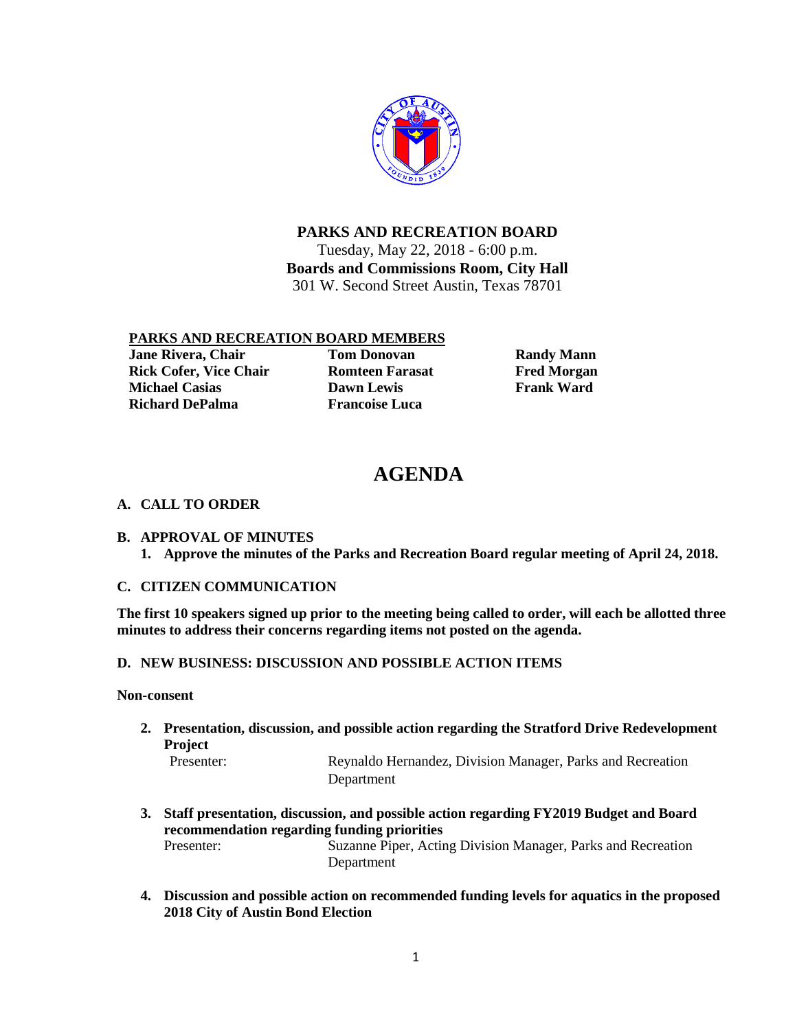# PARKS AND RECREATION BOARD

Tuesday, May 22, 2018 - 6:00 p.m.

**Boards and Commissions Room, City Hall**

301 W. Second Street Austin, Texas 78701

**PARKS AND RECREATION BOARD MEMBERS**

**Jane Rivera, Chair**
**Rick Cofer, Vice Chair**
**Michael Casias**
**Richard DePalma**
**Tom Donovan**
**Romteen Farasat**
**Dawn Lewis**
**Francoise Luca**
**Randy Mann**
**Fred Morgan**
**Frank Ward**

# AGENDA

## A. CALL TO ORDER

## B. APPROVAL OF MINUTES

1. **Approve the minutes of the Parks and Recreation Board regular meeting of April 24, 2018.**

## C. CITIZEN COMMUNICATION

**The first 10 speakers signed up prior to the meeting being called to order, will each be allotted three minutes to address their concerns regarding items not posted on the agenda.**

## D. NEW BUSINESS: DISCUSSION AND POSSIBLE ACTION ITEMS

**Non-consent**

2. **Presentation, discussion, and possible action regarding the Stratford Drive Redevelopment Project**
   Presenter: Reynaldo Hernandez, Division Manager, Parks and Recreation Department

3. **Staff presentation, discussion, and possible action regarding FY2019 Budget and Board recommendation regarding funding priorities**
   Presenter: Suzanne Piper, Acting Division Manager, Parks and Recreation Department

4. **Discussion and possible action on recommended funding levels for aquatics in the proposed 2018 City of Austin Bond Election**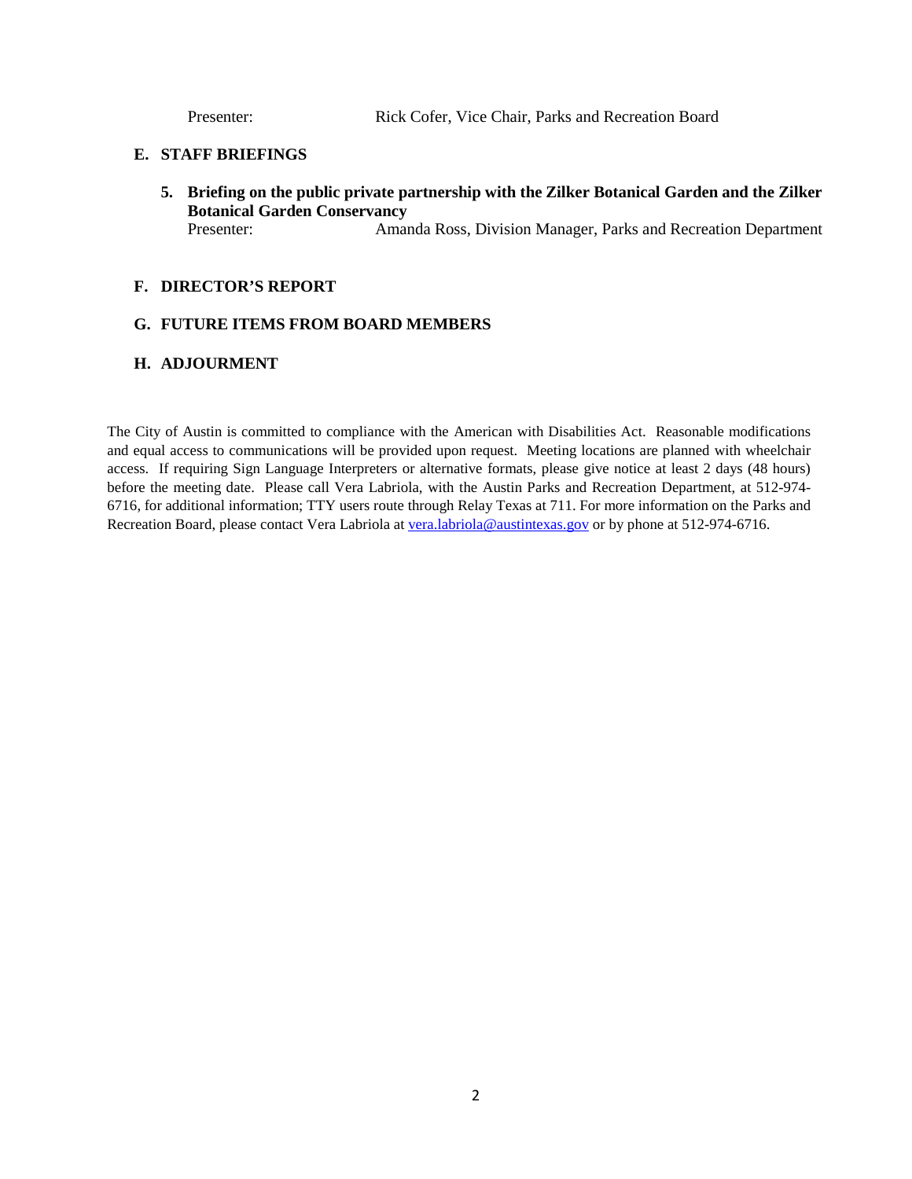Presenter: Rick Cofer, Vice Chair, Parks and Recreation Board

## E. STAFF BRIEFINGS

**5. Briefing on the public private partnership with the Zilker Botanical Garden and the Zilker Botanical Garden Conservancy**
Presenter: Amanda Ross, Division Manager, Parks and Recreation Department

## F. DIRECTOR'S REPORT

## G. FUTURE ITEMS FROM BOARD MEMBERS

## H. ADJOURMENT

The City of Austin is committed to compliance with the American with Disabilities Act. Reasonable modifications and equal access to communications will be provided upon request. Meeting locations are planned with wheelchair access. If requiring Sign Language Interpreters or alternative formats, please give notice at least 2 days (48 hours) before the meeting date. Please call Vera Labriola, with the Austin Parks and Recreation Department, at 512-974-6716, for additional information; TTY users route through Relay Texas at 711. For more information on the Parks and Recreation Board, please contact Vera Labriola at vera.labriola@austintexas.gov or by phone at 512-974-6716.